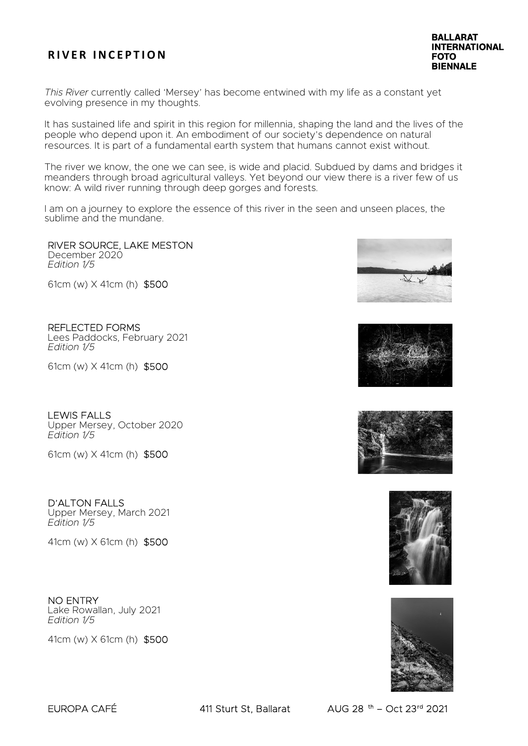# RIVER INCEPTION

**BALLARAT INTERNATIONAL FOTO BIENNALE**

*This River* currently called 'Mersey' has become entwined with my life as a constant yet evolving presence in my thoughts.

It has sustained life and spirit in this region for millennia, shaping the land and the lives of the people who depend upon it. An embodiment of our society's dependence on natural resources. It is part of a fundamental earth system that humans cannot exist without.

The river we know, the one we can see, is wide and placid. Subdued by dams and bridges it meanders through broad agricultural valleys. Yet beyond our view there is a river few of us know: A wild river running through deep gorges and forests.

I am on a journey to explore the essence of this river in the seen and unseen places, the sublime and the mundane.

RIVER SOURCE, LAKE MESTON
December 2020
*Edition 1/5*

61cm (w) X 41cm (h) $500

REFLECTED FORMS
Lees Paddocks, February 2021
*Edition 1/5*

61cm (w) X 41cm (h) $500

LEWIS FALLS
Upper Mersey, October 2020
*Edition 1/5*

61cm (w) X 41cm (h) $500

D'ALTON FALLS
Upper Mersey, March 2021
*Edition 1/5*

41cm (w) X 61cm (h) $500

NO ENTRY
Lake Rowallan, July 2021
*Edition 1/5*

41cm (w) X 61cm (h) $500

EUROPA CAFÉ 411 Sturt St, Ballarat AUG 28th – Oct 23rd 2021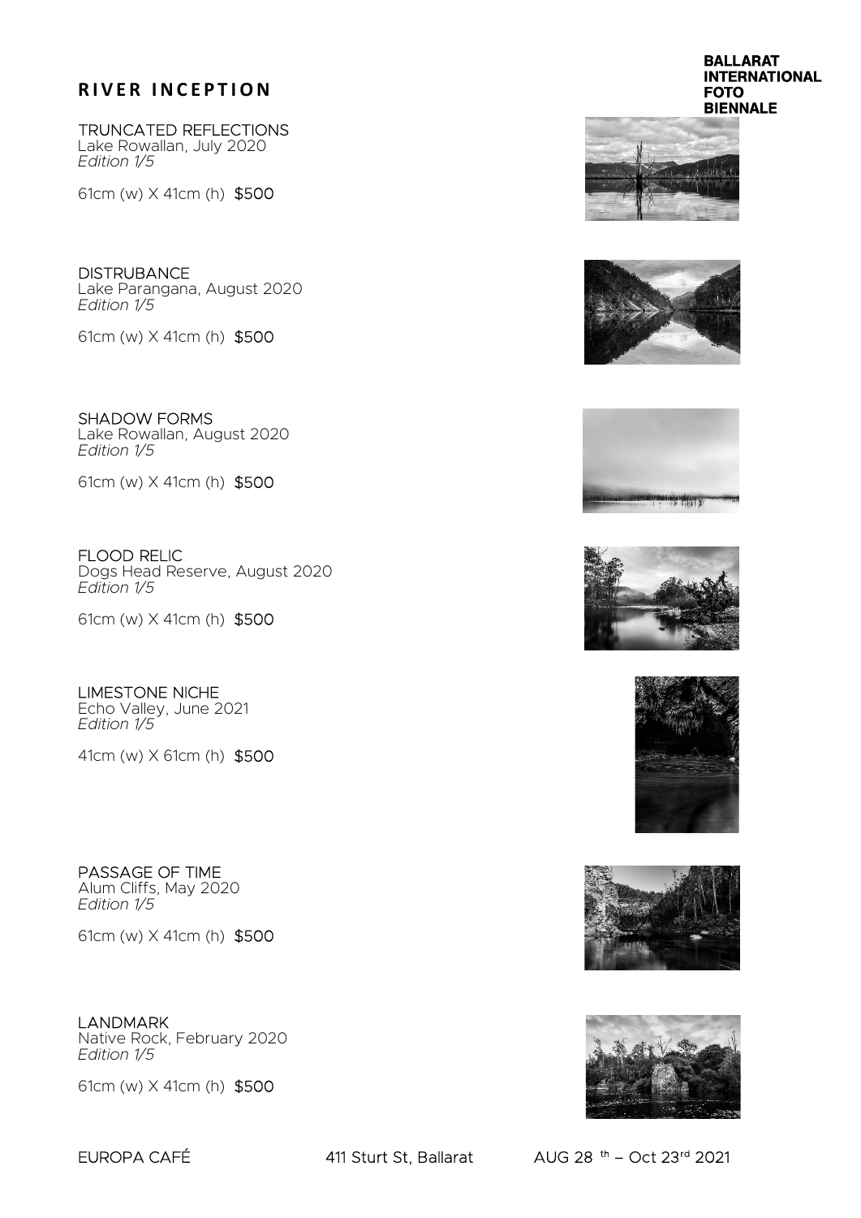## RIVER INCEPTION

BALLARAT INTERNATIONAL FOTO BIENNALE

TRUNCATED REFLECTIONS
Lake Rowallan, July 2020
*Edition 1/5*

61cm (w) X 41cm (h) $500

DISTRUBANCE
Lake Parangana, August 2020
*Edition 1/5*

61cm (w) X 41cm (h) $500

SHADOW FORMS
Lake Rowallan, August 2020
*Edition 1/5*

61cm (w) X 41cm (h) $500

FLOOD RELIC
Dogs Head Reserve, August 2020
*Edition 1/5*

61cm (w) X 41cm (h) $500

LIMESTONE NICHE
Echo Valley, June 2021
*Edition 1/5*

41cm (w) X 61cm (h) $500

PASSAGE OF TIME
Alum Cliffs, May 2020
*Edition 1/5*

61cm (w) X 41cm (h) $500

LANDMARK
Native Rock, February 2020
*Edition 1/5*

61cm (w) X 41cm (h) $500

EUROPA CAFÉ 411 Sturt St, Ballarat AUG 28th – Oct 23rd 2021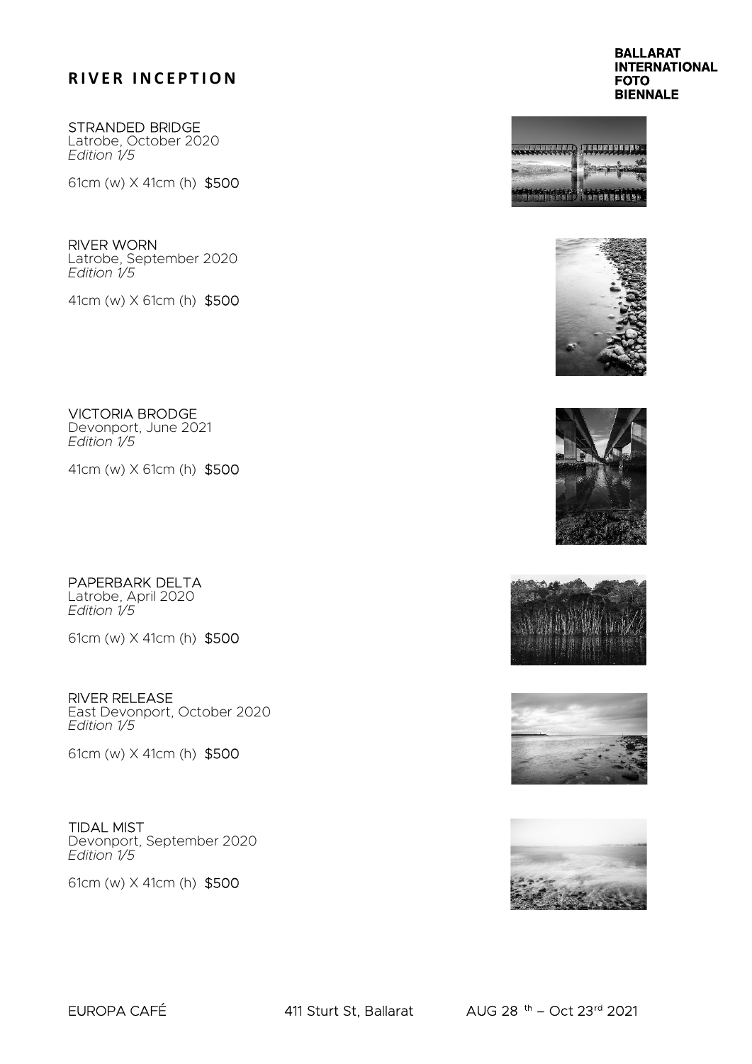## RIVER INCEPTION

BALLARAT INTERNATIONAL FOTO BIENNALE

STRANDED BRIDGE
Latrobe, October 2020
*Edition 1/5*

61cm (w) X 41cm (h) $500

RIVER WORN
Latrobe, September 2020
*Edition 1/5*

41cm (w) X 61cm (h) $500

VICTORIA BRODGE
Devonport, June 2021
*Edition 1/5*

41cm (w) X 61cm (h) $500

PAPERBARK DELTA
Latrobe, April 2020
*Edition 1/5*

61cm (w) X 41cm (h) $500

RIVER RELEASE
East Devonport, October 2020
*Edition 1/5*

61cm (w) X 41cm (h) $500

TIDAL MIST
Devonport, September 2020
*Edition 1/5*

61cm (w) X 41cm (h) $500

EUROPA CAFÉ 411 Sturt St, Ballarat AUG 28th – Oct 23rd 2021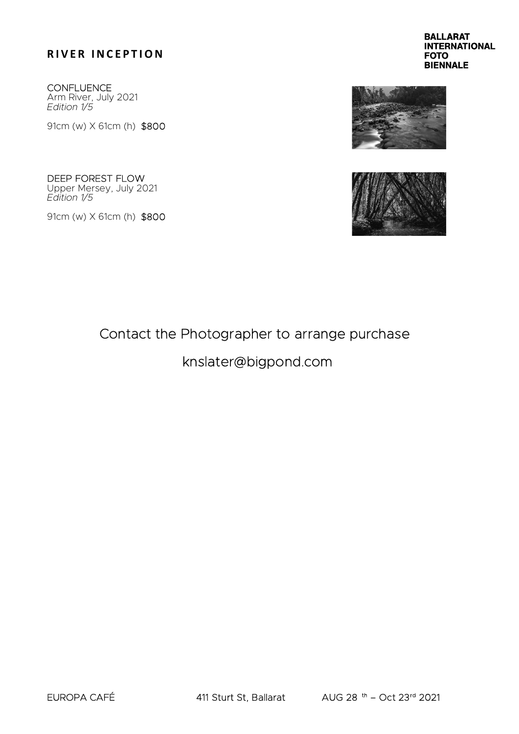**RIVER INCEPTION**

**BALLARAT INTERNATIONAL FOTO BIENNALE**

CONFLUENCE
Arm River, July 2021
*Edition 1/5*

91cm (w) X 61cm (h) $800

DEEP FOREST FLOW
Upper Mersey, July 2021
*Edition 1/5*

91cm (w) X 61cm (h) $800

Contact the Photographer to arrange purchase

knslater@bigpond.com

EUROPA CAFÉ 411 Sturt St, Ballarat AUG 28th – Oct 23rd 2021